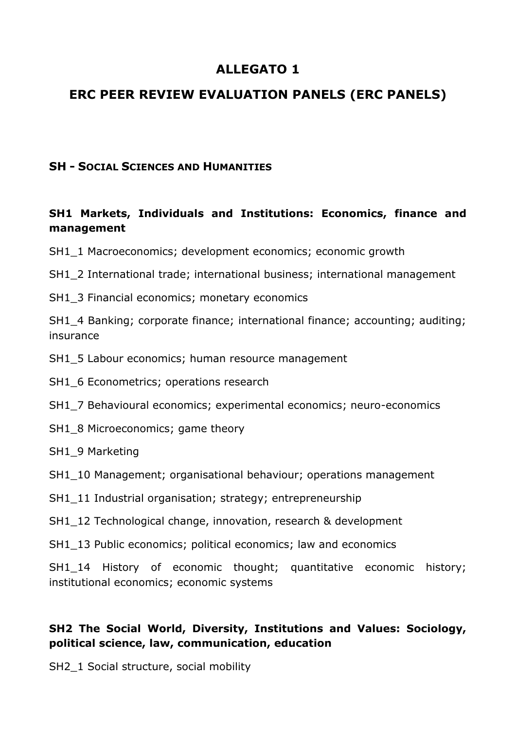# ALLEGATO 1

# ERC PEER REVIEW EVALUATION PANELS (ERC PANELS)

## SH - SOCIAL SCIENCES AND HUMANITIES

### SH1 Markets, Individuals and Institutions: Economics, finance and management

SH1_1 Macroeconomics; development economics; economic growth

SH1_2 International trade; international business; international management

SH1_3 Financial economics; monetary economics

SH1_4 Banking; corporate finance; international finance; accounting; auditing; insurance

SH1_5 Labour economics; human resource management

SH1_6 Econometrics; operations research

SH1_7 Behavioural economics; experimental economics; neuro-economics

SH1_8 Microeconomics; game theory

SH1_9 Marketing

SH1_10 Management; organisational behaviour; operations management

SH1_11 Industrial organisation; strategy; entrepreneurship

SH1_12 Technological change, innovation, research & development

SH1_13 Public economics; political economics; law and economics

SH1_14 History of economic thought; quantitative economic history; institutional economics; economic systems

### SH2 The Social World, Diversity, Institutions and Values: Sociology, political science, law, communication, education

SH2_1 Social structure, social mobility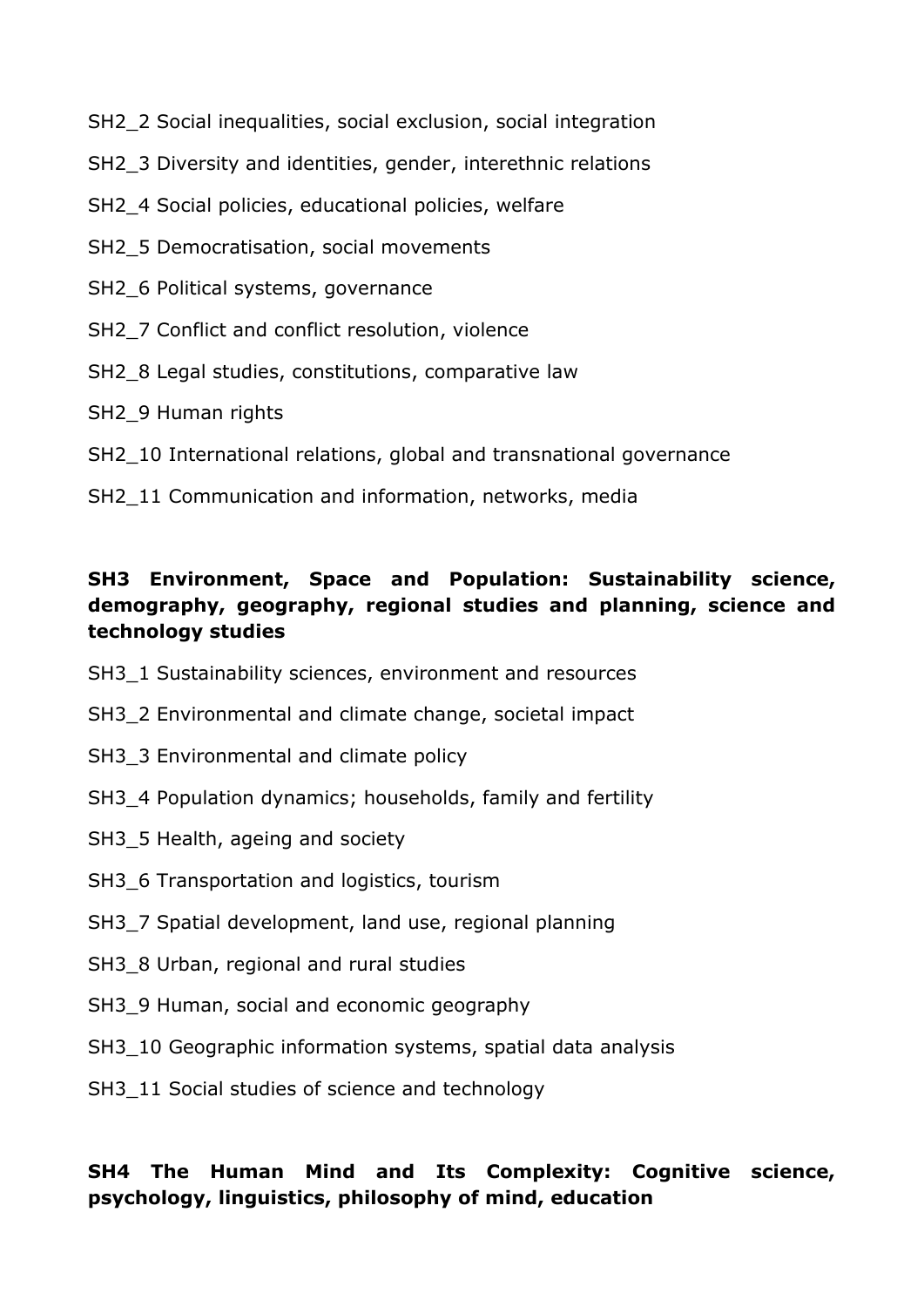SH2_2 Social inequalities, social exclusion, social integration

SH2_3 Diversity and identities, gender, interethnic relations

SH2_4 Social policies, educational policies, welfare

SH2_5 Democratisation, social movements

SH2_6 Political systems, governance

SH2_7 Conflict and conflict resolution, violence

SH2_8 Legal studies, constitutions, comparative law

SH2_9 Human rights

SH2_10 International relations, global and transnational governance

SH2_11 Communication and information, networks, media

**SH3 Environment, Space and Population: Sustainability science, demography, geography, regional studies and planning, science and technology studies**

SH3_1 Sustainability sciences, environment and resources

SH3_2 Environmental and climate change, societal impact

SH3_3 Environmental and climate policy

SH3_4 Population dynamics; households, family and fertility

SH3_5 Health, ageing and society

SH3_6 Transportation and logistics, tourism

SH3_7 Spatial development, land use, regional planning

SH3_8 Urban, regional and rural studies

SH3_9 Human, social and economic geography

SH3_10 Geographic information systems, spatial data analysis

SH3_11 Social studies of science and technology

**SH4 The Human Mind and Its Complexity: Cognitive science, psychology, linguistics, philosophy of mind, education**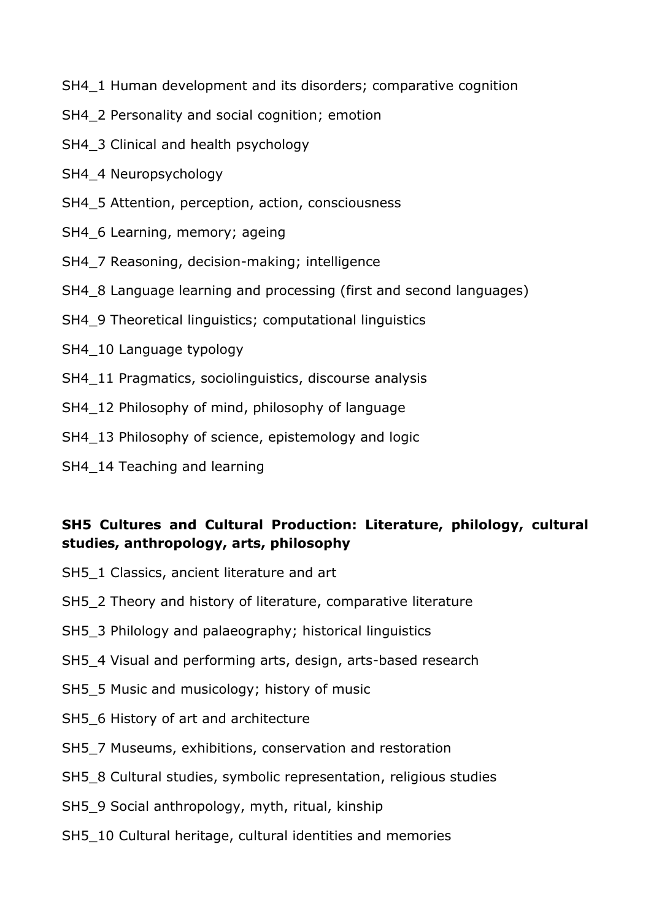SH4_1 Human development and its disorders; comparative cognition

SH4_2 Personality and social cognition; emotion

SH4_3 Clinical and health psychology

SH4_4 Neuropsychology

SH4_5 Attention, perception, action, consciousness

SH4_6 Learning, memory; ageing

SH4_7 Reasoning, decision-making; intelligence

SH4_8 Language learning and processing (first and second languages)

SH4_9 Theoretical linguistics; computational linguistics

SH4_10 Language typology

SH4_11 Pragmatics, sociolinguistics, discourse analysis

SH4_12 Philosophy of mind, philosophy of language

SH4_13 Philosophy of science, epistemology and logic

SH4_14 Teaching and learning

**SH5 Cultures and Cultural Production: Literature, philology, cultural studies, anthropology, arts, philosophy**

SH5_1 Classics, ancient literature and art

SH5_2 Theory and history of literature, comparative literature

SH5_3 Philology and palaeography; historical linguistics

SH5_4 Visual and performing arts, design, arts-based research

SH5_5 Music and musicology; history of music

SH5_6 History of art and architecture

SH5_7 Museums, exhibitions, conservation and restoration

SH5_8 Cultural studies, symbolic representation, religious studies

SH5_9 Social anthropology, myth, ritual, kinship

SH5_10 Cultural heritage, cultural identities and memories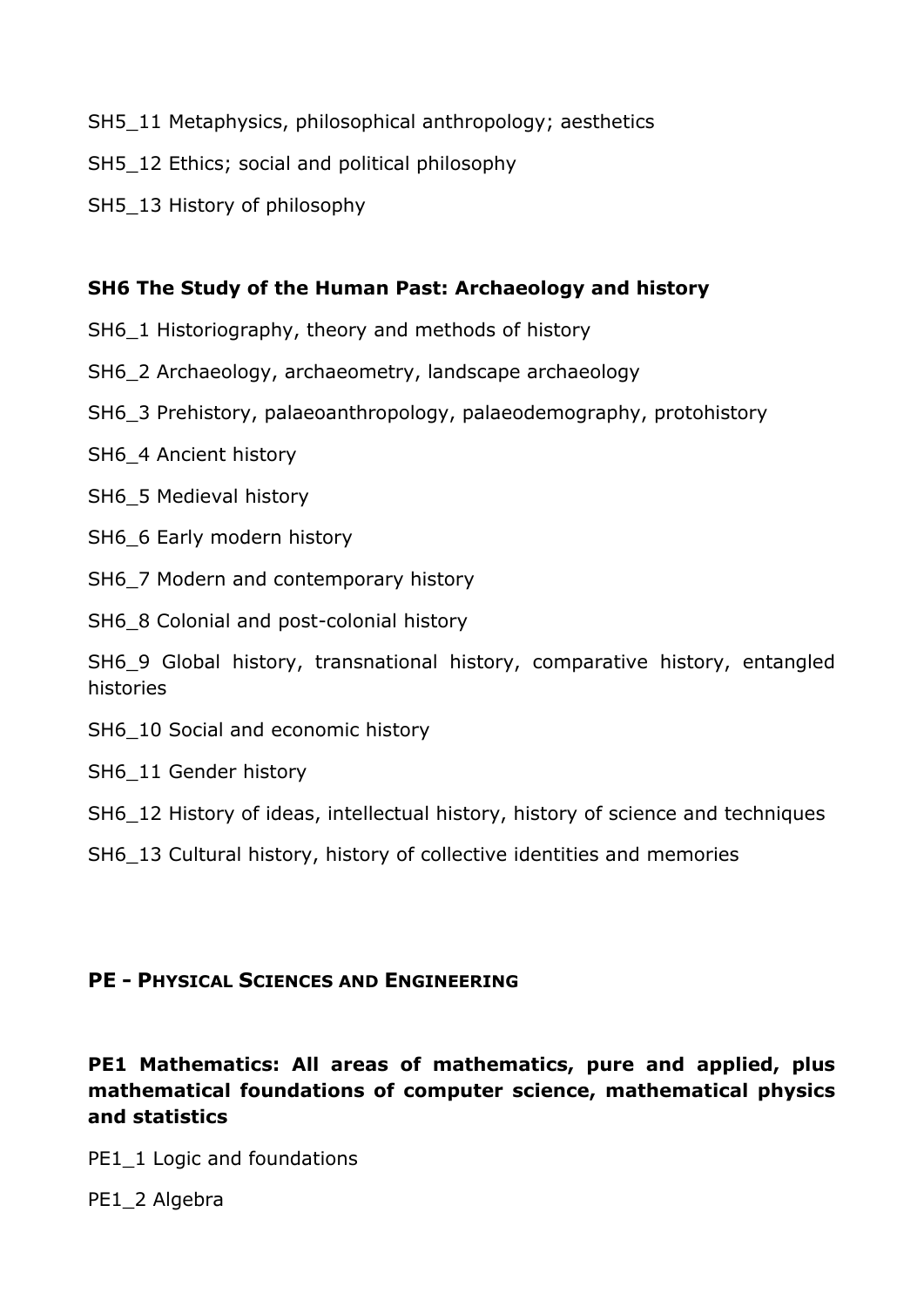SH5_11 Metaphysics, philosophical anthropology; aesthetics

SH5_12 Ethics; social and political philosophy

SH5_13 History of philosophy

### SH6 The Study of the Human Past: Archaeology and history

SH6_1 Historiography, theory and methods of history

SH6_2 Archaeology, archaeometry, landscape archaeology

SH6_3 Prehistory, palaeoanthropology, palaeodemography, protohistory

SH6_4 Ancient history

SH6_5 Medieval history

SH6_6 Early modern history

SH6_7 Modern and contemporary history

SH6_8 Colonial and post-colonial history

SH6_9 Global history, transnational history, comparative history, entangled histories

SH6_10 Social and economic history

SH6_11 Gender history

SH6_12 History of ideas, intellectual history, history of science and techniques

SH6_13 Cultural history, history of collective identities and memories

## PE - PHYSICAL SCIENCES AND ENGINEERING

### PE1 Mathematics: All areas of mathematics, pure and applied, plus mathematical foundations of computer science, mathematical physics and statistics

PE1_1 Logic and foundations

PE1_2 Algebra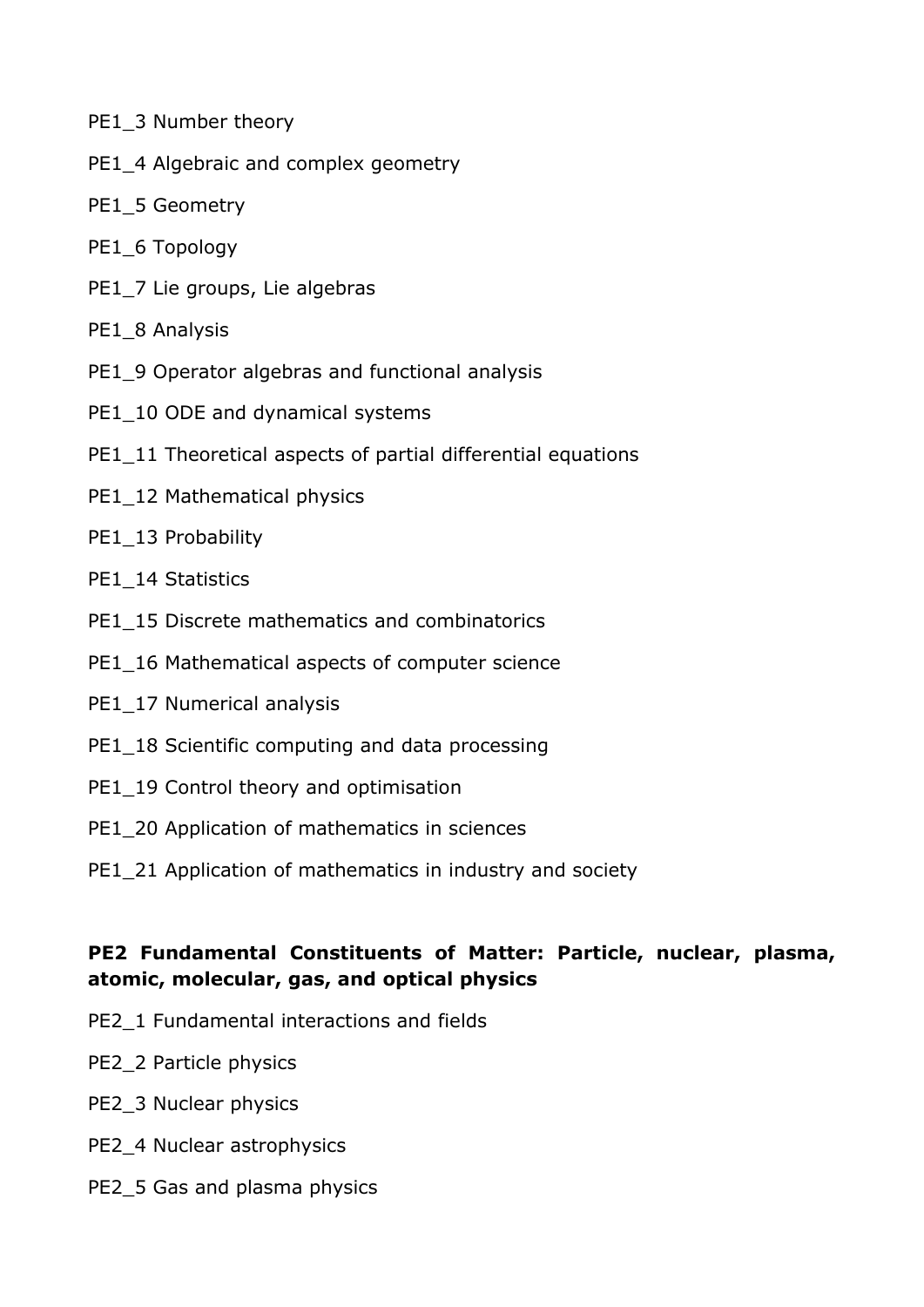PE1_3 Number theory

PE1_4 Algebraic and complex geometry

PE1_5 Geometry

PE1_6 Topology

PE1_7 Lie groups, Lie algebras

PE1_8 Analysis

PE1_9 Operator algebras and functional analysis

PE1_10 ODE and dynamical systems

PE1_11 Theoretical aspects of partial differential equations

PE1_12 Mathematical physics

PE1_13 Probability

PE1_14 Statistics

PE1_15 Discrete mathematics and combinatorics

PE1_16 Mathematical aspects of computer science

PE1_17 Numerical analysis

PE1_18 Scientific computing and data processing

PE1_19 Control theory and optimisation

PE1_20 Application of mathematics in sciences

PE1_21 Application of mathematics in industry and society

**PE2 Fundamental Constituents of Matter: Particle, nuclear, plasma, atomic, molecular, gas, and optical physics**

PE2_1 Fundamental interactions and fields

PE2_2 Particle physics

PE2_3 Nuclear physics

PE2_4 Nuclear astrophysics

PE2_5 Gas and plasma physics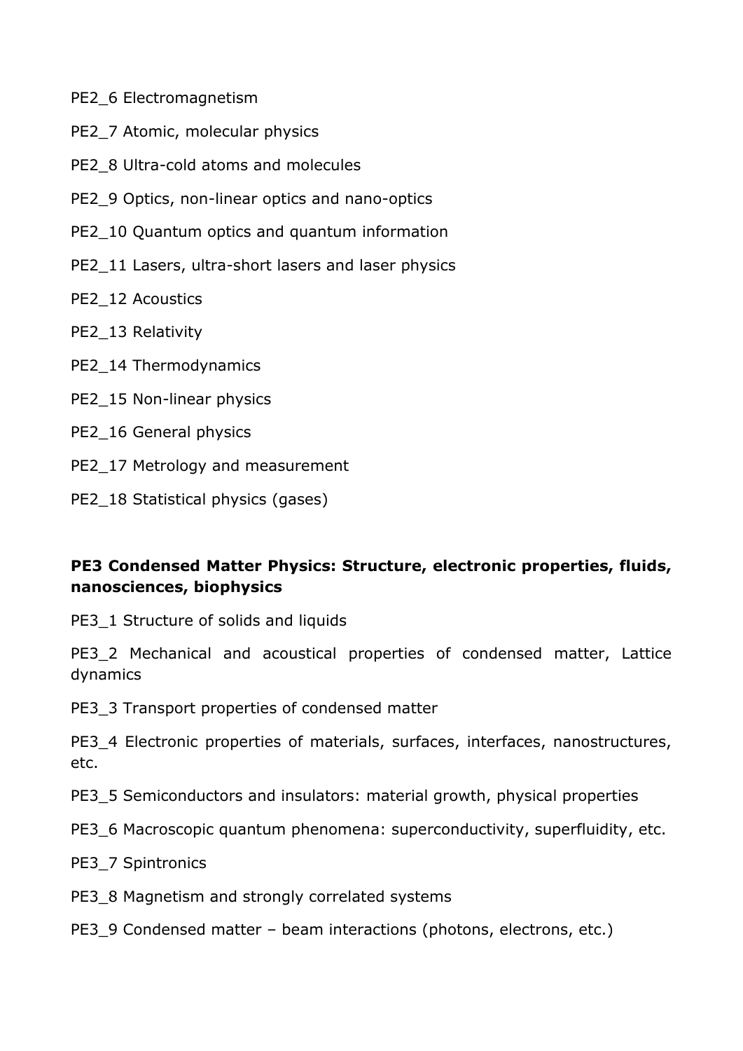PE2_6 Electromagnetism

PE2_7 Atomic, molecular physics

PE2_8 Ultra-cold atoms and molecules

PE2_9 Optics, non-linear optics and nano-optics

PE2_10 Quantum optics and quantum information

PE2_11 Lasers, ultra-short lasers and laser physics

PE2_12 Acoustics

PE2_13 Relativity

PE2_14 Thermodynamics

PE2_15 Non-linear physics

PE2_16 General physics

PE2_17 Metrology and measurement

PE2_18 Statistical physics (gases)

**PE3 Condensed Matter Physics: Structure, electronic properties, fluids, nanosciences, biophysics**

PE3_1 Structure of solids and liquids

PE3_2 Mechanical and acoustical properties of condensed matter, Lattice dynamics

PE3_3 Transport properties of condensed matter

PE3_4 Electronic properties of materials, surfaces, interfaces, nanostructures, etc.

PE3_5 Semiconductors and insulators: material growth, physical properties

PE3_6 Macroscopic quantum phenomena: superconductivity, superfluidity, etc.

PE3_7 Spintronics

PE3_8 Magnetism and strongly correlated systems

PE3_9 Condensed matter – beam interactions (photons, electrons, etc.)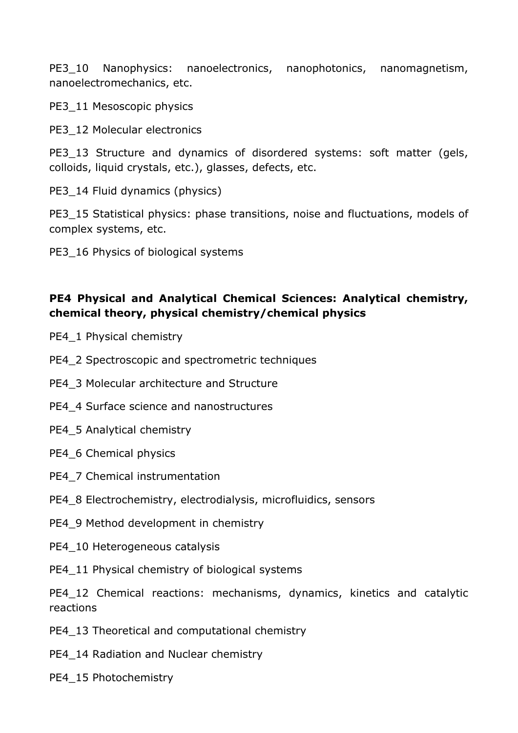PE3_10 Nanophysics: nanoelectronics, nanophotonics, nanomagnetism, nanoelectromechanics, etc.

PE3_11 Mesoscopic physics

PE3_12 Molecular electronics

PE3_13 Structure and dynamics of disordered systems: soft matter (gels, colloids, liquid crystals, etc.), glasses, defects, etc.

PE3_14 Fluid dynamics (physics)

PE3_15 Statistical physics: phase transitions, noise and fluctuations, models of complex systems, etc.

PE3_16 Physics of biological systems

**PE4 Physical and Analytical Chemical Sciences: Analytical chemistry, chemical theory, physical chemistry/chemical physics**

PE4_1 Physical chemistry

PE4_2 Spectroscopic and spectrometric techniques

PE4_3 Molecular architecture and Structure

PE4_4 Surface science and nanostructures

PE4_5 Analytical chemistry

PE4_6 Chemical physics

PE4_7 Chemical instrumentation

PE4_8 Electrochemistry, electrodialysis, microfluidics, sensors

PE4_9 Method development in chemistry

PE4_10 Heterogeneous catalysis

PE4_11 Physical chemistry of biological systems

PE4_12 Chemical reactions: mechanisms, dynamics, kinetics and catalytic reactions

PE4_13 Theoretical and computational chemistry

PE4_14 Radiation and Nuclear chemistry

PE4_15 Photochemistry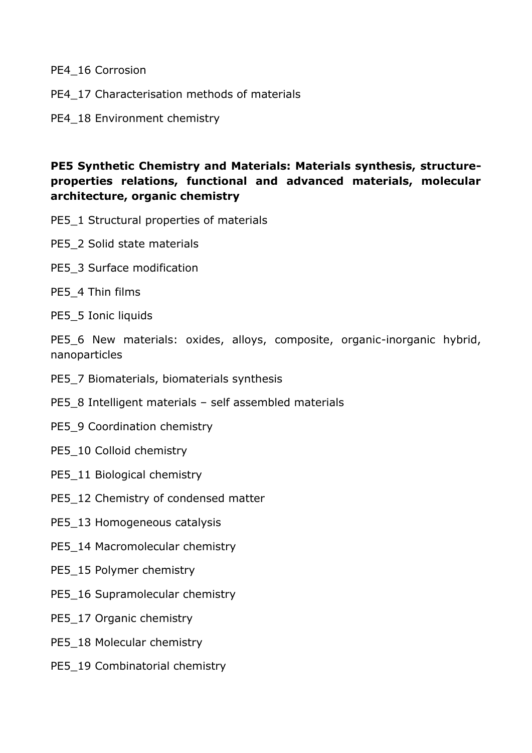PE4_16 Corrosion

PE4_17 Characterisation methods of materials

PE4_18 Environment chemistry

**PE5 Synthetic Chemistry and Materials: Materials synthesis, structure-properties relations, functional and advanced materials, molecular architecture, organic chemistry**

PE5_1 Structural properties of materials

PE5_2 Solid state materials

PE5_3 Surface modification

PE5_4 Thin films

PE5_5 Ionic liquids

PE5_6 New materials: oxides, alloys, composite, organic-inorganic hybrid, nanoparticles

PE5_7 Biomaterials, biomaterials synthesis

PE5_8 Intelligent materials – self assembled materials

PE5_9 Coordination chemistry

PE5_10 Colloid chemistry

PE5_11 Biological chemistry

PE5_12 Chemistry of condensed matter

PE5_13 Homogeneous catalysis

PE5_14 Macromolecular chemistry

PE5_15 Polymer chemistry

PE5_16 Supramolecular chemistry

PE5_17 Organic chemistry

PE5_18 Molecular chemistry

PE5_19 Combinatorial chemistry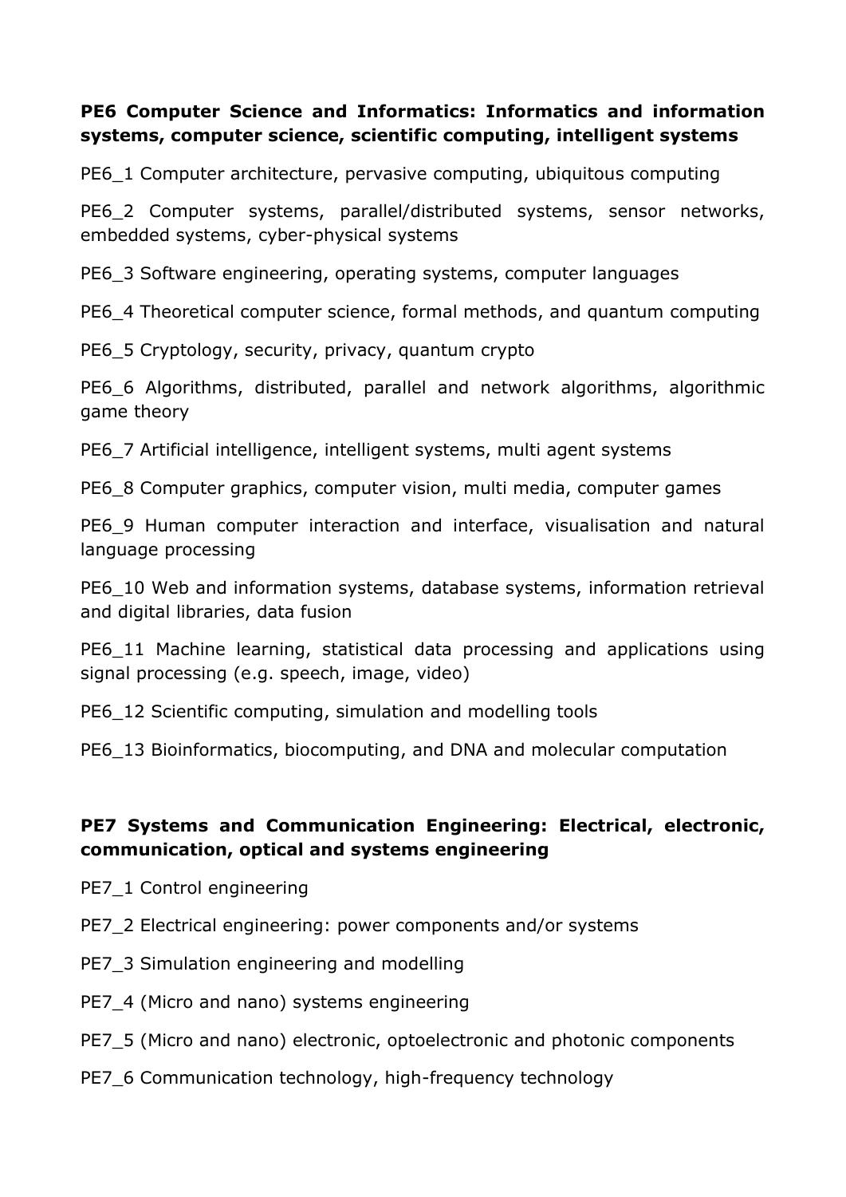**PE6 Computer Science and Informatics: Informatics and information systems, computer science, scientific computing, intelligent systems**

PE6_1 Computer architecture, pervasive computing, ubiquitous computing

PE6_2 Computer systems, parallel/distributed systems, sensor networks, embedded systems, cyber-physical systems

PE6_3 Software engineering, operating systems, computer languages

PE6_4 Theoretical computer science, formal methods, and quantum computing

PE6_5 Cryptology, security, privacy, quantum crypto

PE6_6 Algorithms, distributed, parallel and network algorithms, algorithmic game theory

PE6_7 Artificial intelligence, intelligent systems, multi agent systems

PE6_8 Computer graphics, computer vision, multi media, computer games

PE6_9 Human computer interaction and interface, visualisation and natural language processing

PE6_10 Web and information systems, database systems, information retrieval and digital libraries, data fusion

PE6_11 Machine learning, statistical data processing and applications using signal processing (e.g. speech, image, video)

PE6_12 Scientific computing, simulation and modelling tools

PE6_13 Bioinformatics, biocomputing, and DNA and molecular computation

**PE7 Systems and Communication Engineering: Electrical, electronic, communication, optical and systems engineering**

PE7_1 Control engineering

PE7_2 Electrical engineering: power components and/or systems

PE7_3 Simulation engineering and modelling

PE7_4 (Micro and nano) systems engineering

PE7_5 (Micro and nano) electronic, optoelectronic and photonic components

PE7_6 Communication technology, high-frequency technology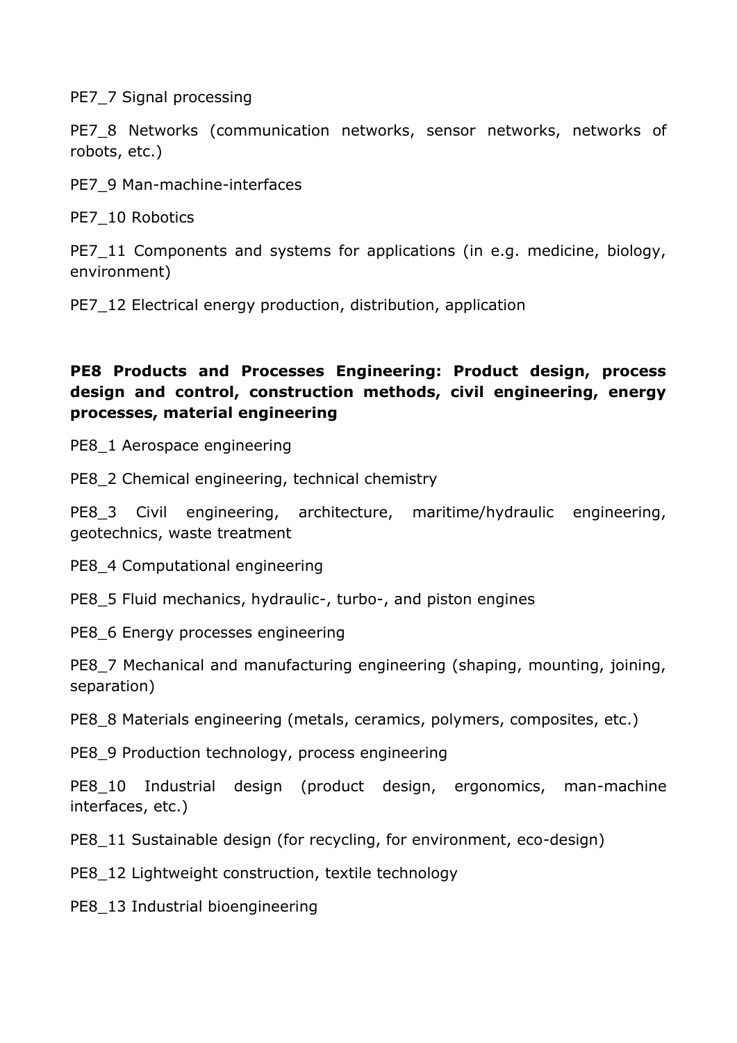PE7_7 Signal processing

PE7_8 Networks (communication networks, sensor networks, networks of robots, etc.)

PE7_9 Man-machine-interfaces

PE7_10 Robotics

PE7_11 Components and systems for applications (in e.g. medicine, biology, environment)

PE7_12 Electrical energy production, distribution, application

**PE8 Products and Processes Engineering: Product design, process design and control, construction methods, civil engineering, energy processes, material engineering**

PE8_1 Aerospace engineering

PE8_2 Chemical engineering, technical chemistry

PE8_3 Civil engineering, architecture, maritime/hydraulic engineering, geotechnics, waste treatment

PE8_4 Computational engineering

PE8_5 Fluid mechanics, hydraulic-, turbo-, and piston engines

PE8_6 Energy processes engineering

PE8_7 Mechanical and manufacturing engineering (shaping, mounting, joining, separation)

PE8_8 Materials engineering (metals, ceramics, polymers, composites, etc.)

PE8_9 Production technology, process engineering

PE8_10 Industrial design (product design, ergonomics, man-machine interfaces, etc.)

PE8_11 Sustainable design (for recycling, for environment, eco-design)

PE8_12 Lightweight construction, textile technology

PE8_13 Industrial bioengineering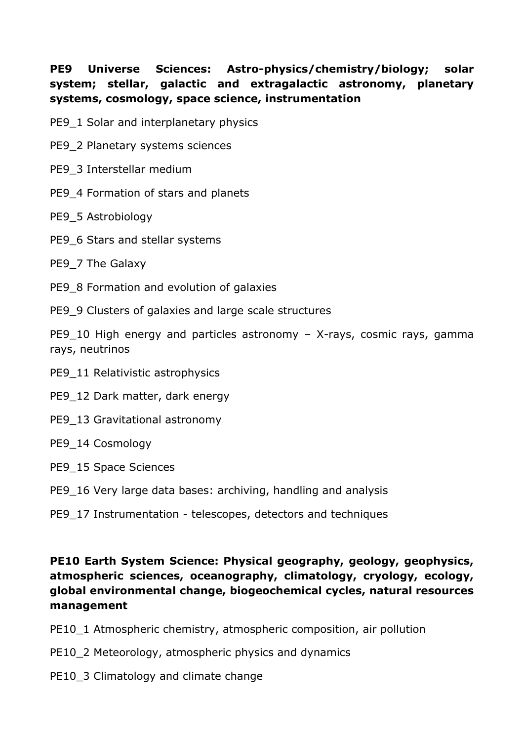**PE9 Universe Sciences: Astro-physics/chemistry/biology; solar system; stellar, galactic and extragalactic astronomy, planetary systems, cosmology, space science, instrumentation**

PE9_1 Solar and interplanetary physics

PE9_2 Planetary systems sciences

PE9_3 Interstellar medium

PE9_4 Formation of stars and planets

PE9_5 Astrobiology

PE9_6 Stars and stellar systems

PE9_7 The Galaxy

PE9_8 Formation and evolution of galaxies

PE9_9 Clusters of galaxies and large scale structures

PE9_10 High energy and particles astronomy – X-rays, cosmic rays, gamma rays, neutrinos

PE9_11 Relativistic astrophysics

PE9_12 Dark matter, dark energy

PE9_13 Gravitational astronomy

PE9_14 Cosmology

PE9_15 Space Sciences

PE9_16 Very large data bases: archiving, handling and analysis

PE9_17 Instrumentation - telescopes, detectors and techniques

**PE10 Earth System Science: Physical geography, geology, geophysics, atmospheric sciences, oceanography, climatology, cryology, ecology, global environmental change, biogeochemical cycles, natural resources management**

PE10_1 Atmospheric chemistry, atmospheric composition, air pollution

PE10_2 Meteorology, atmospheric physics and dynamics

PE10_3 Climatology and climate change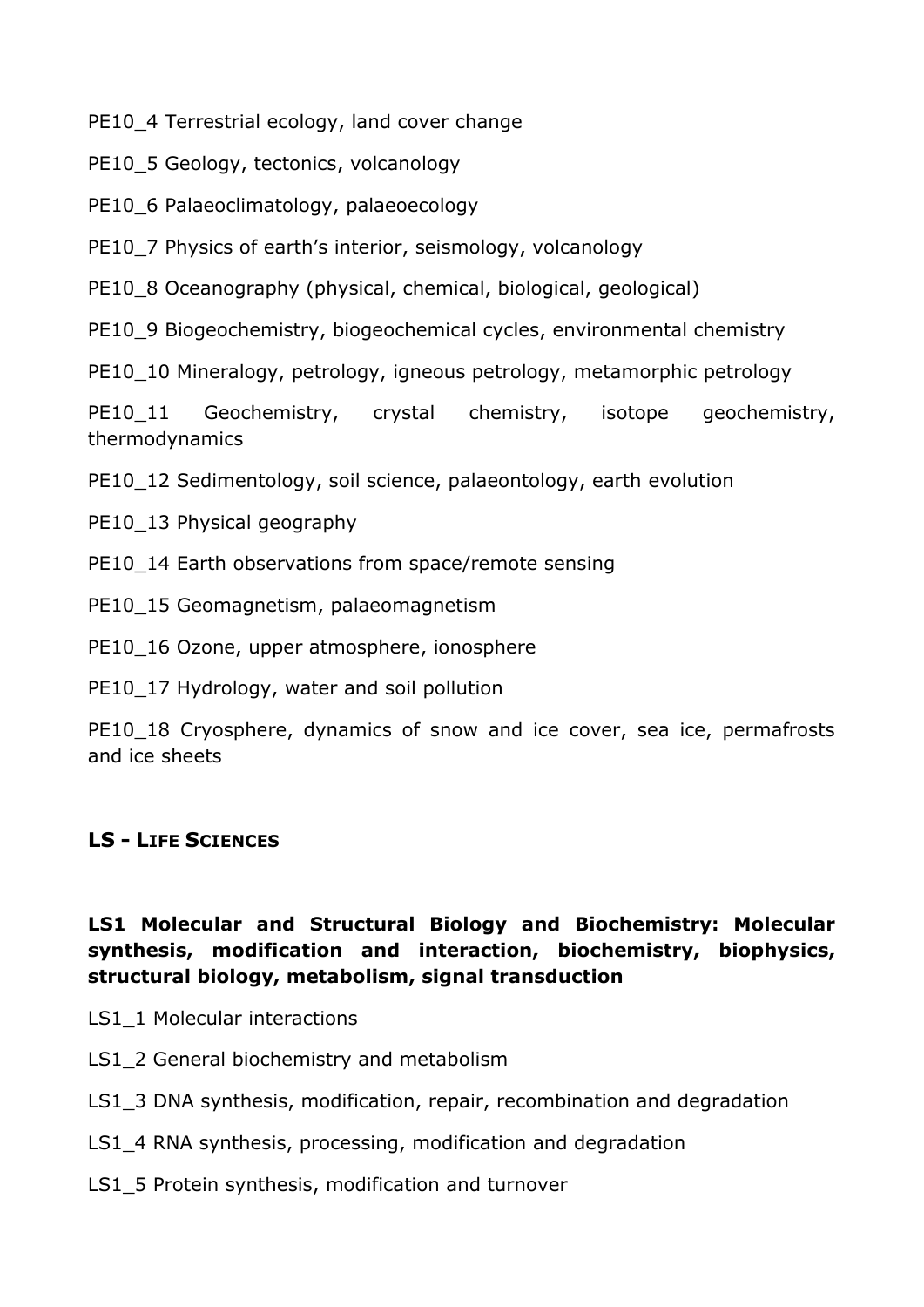PE10_4 Terrestrial ecology, land cover change

PE10_5 Geology, tectonics, volcanology

PE10_6 Palaeoclimatology, palaeoecology

PE10_7 Physics of earth's interior, seismology, volcanology

PE10_8 Oceanography (physical, chemical, biological, geological)

PE10_9 Biogeochemistry, biogeochemical cycles, environmental chemistry

PE10_10 Mineralogy, petrology, igneous petrology, metamorphic petrology

PE10_11 Geochemistry, crystal chemistry, isotope geochemistry, thermodynamics

PE10_12 Sedimentology, soil science, palaeontology, earth evolution

PE10_13 Physical geography

PE10_14 Earth observations from space/remote sensing

PE10_15 Geomagnetism, palaeomagnetism

PE10_16 Ozone, upper atmosphere, ionosphere

PE10_17 Hydrology, water and soil pollution

PE10_18 Cryosphere, dynamics of snow and ice cover, sea ice, permafrosts and ice sheets

## LS - LIFE SCIENCES

### LS1 Molecular and Structural Biology and Biochemistry: Molecular synthesis, modification and interaction, biochemistry, biophysics, structural biology, metabolism, signal transduction

LS1_1 Molecular interactions

LS1_2 General biochemistry and metabolism

LS1_3 DNA synthesis, modification, repair, recombination and degradation

LS1_4 RNA synthesis, processing, modification and degradation

LS1_5 Protein synthesis, modification and turnover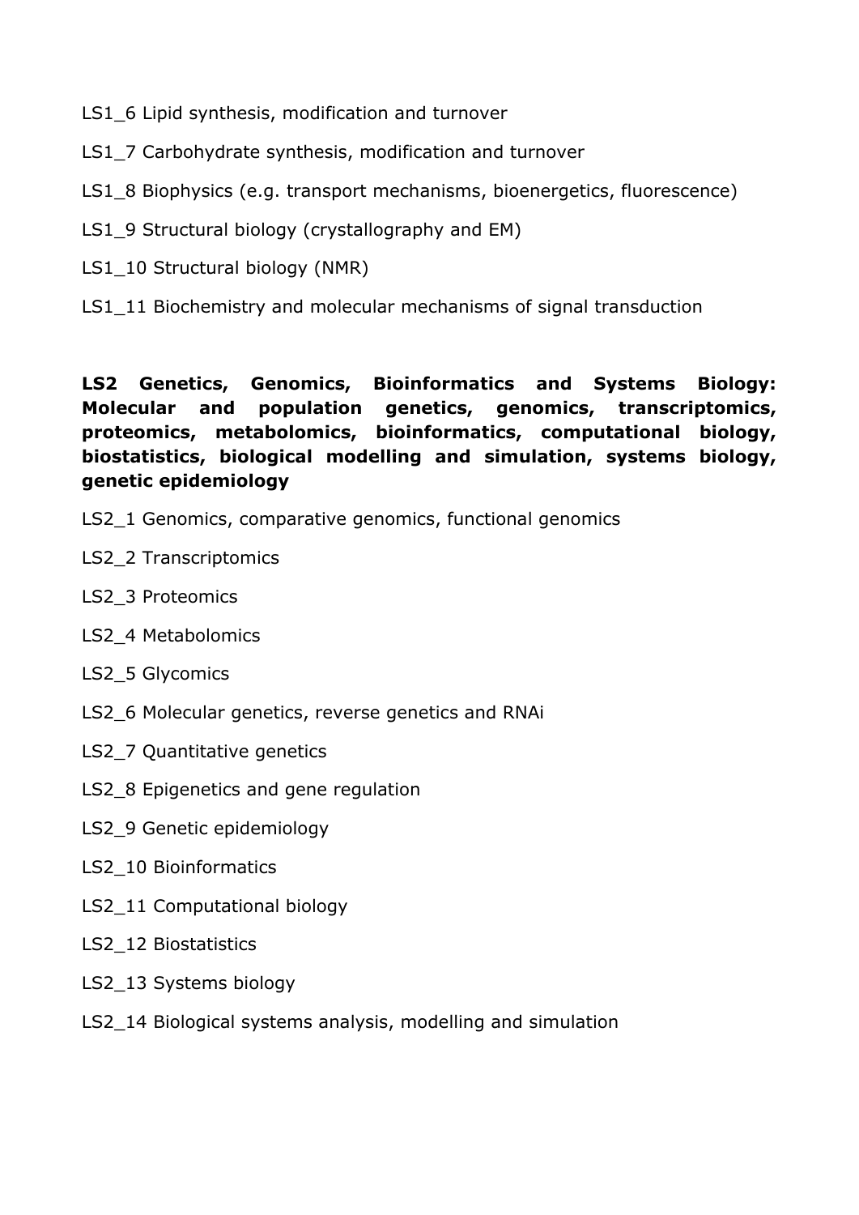LS1_6 Lipid synthesis, modification and turnover

LS1_7 Carbohydrate synthesis, modification and turnover

LS1_8 Biophysics (e.g. transport mechanisms, bioenergetics, fluorescence)

LS1_9 Structural biology (crystallography and EM)

LS1_10 Structural biology (NMR)

LS1_11 Biochemistry and molecular mechanisms of signal transduction

**LS2 Genetics, Genomics, Bioinformatics and Systems Biology: Molecular and population genetics, genomics, transcriptomics, proteomics, metabolomics, bioinformatics, computational biology, biostatistics, biological modelling and simulation, systems biology, genetic epidemiology**

LS2_1 Genomics, comparative genomics, functional genomics

LS2_2 Transcriptomics

LS2_3 Proteomics

LS2_4 Metabolomics

LS2_5 Glycomics

LS2_6 Molecular genetics, reverse genetics and RNAi

LS2_7 Quantitative genetics

LS2_8 Epigenetics and gene regulation

LS2_9 Genetic epidemiology

LS2_10 Bioinformatics

LS2_11 Computational biology

LS2_12 Biostatistics

LS2_13 Systems biology

LS2_14 Biological systems analysis, modelling and simulation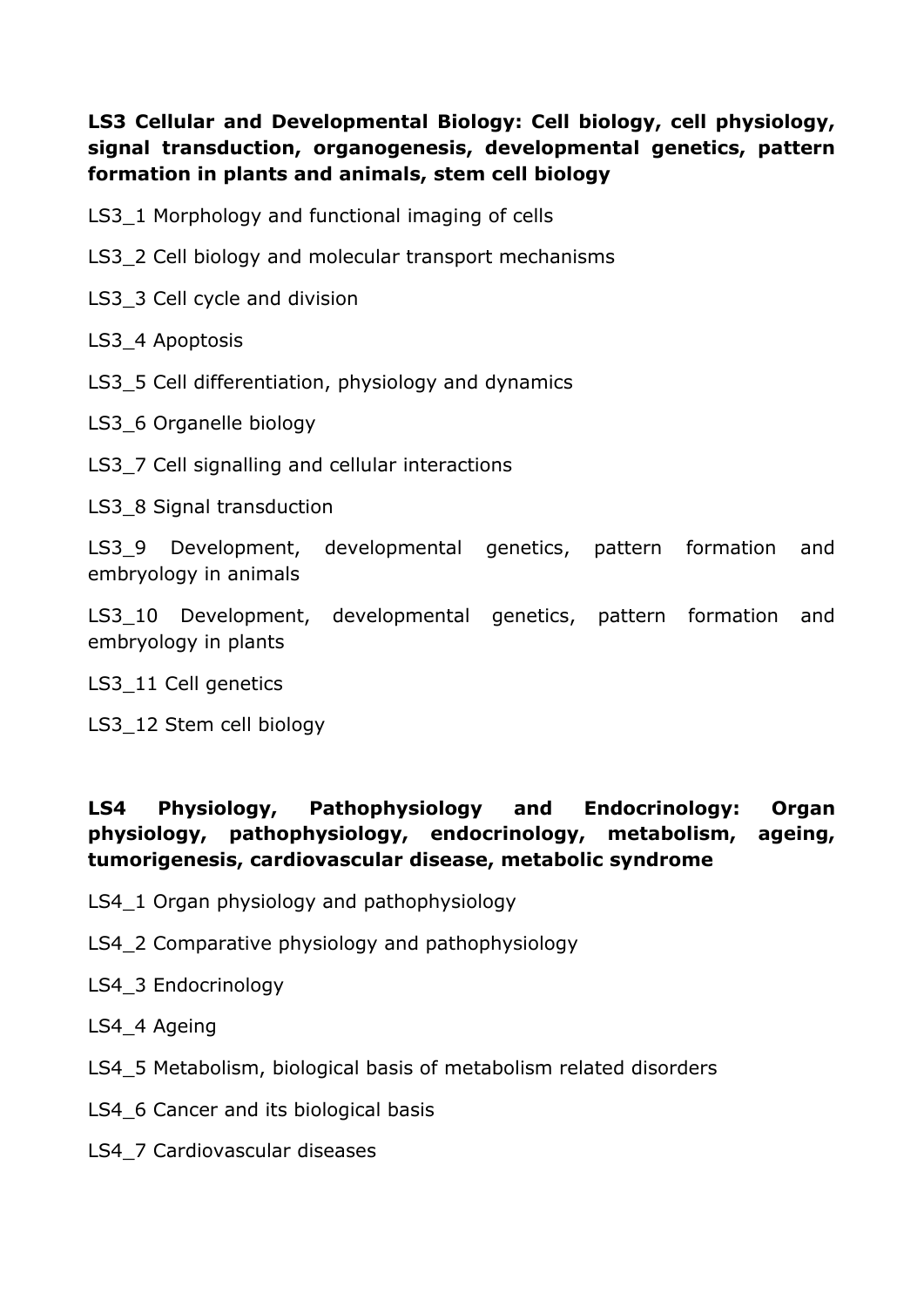**LS3 Cellular and Developmental Biology: Cell biology, cell physiology, signal transduction, organogenesis, developmental genetics, pattern formation in plants and animals, stem cell biology**

LS3_1 Morphology and functional imaging of cells

LS3_2 Cell biology and molecular transport mechanisms

LS3_3 Cell cycle and division

LS3_4 Apoptosis

LS3_5 Cell differentiation, physiology and dynamics

LS3_6 Organelle biology

LS3_7 Cell signalling and cellular interactions

LS3_8 Signal transduction

LS3_9 Development, developmental genetics, pattern formation and embryology in animals

LS3_10 Development, developmental genetics, pattern formation and embryology in plants

LS3_11 Cell genetics

LS3_12 Stem cell biology

**LS4 Physiology, Pathophysiology and Endocrinology: Organ physiology, pathophysiology, endocrinology, metabolism, ageing, tumorigenesis, cardiovascular disease, metabolic syndrome**

LS4_1 Organ physiology and pathophysiology

LS4_2 Comparative physiology and pathophysiology

LS4_3 Endocrinology

LS4_4 Ageing

LS4_5 Metabolism, biological basis of metabolism related disorders

LS4_6 Cancer and its biological basis

LS4_7 Cardiovascular diseases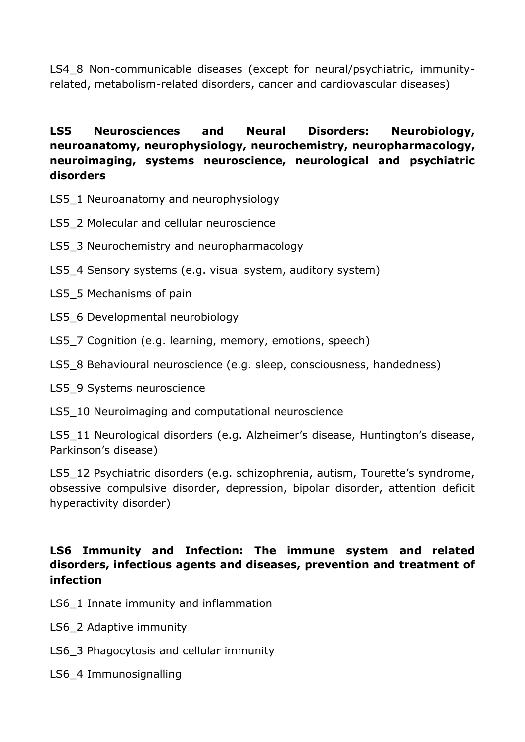LS4_8 Non-communicable diseases (except for neural/psychiatric, immunity-related, metabolism-related disorders, cancer and cardiovascular diseases)

**LS5 Neurosciences and Neural Disorders: Neurobiology, neuroanatomy, neurophysiology, neurochemistry, neuropharmacology, neuroimaging, systems neuroscience, neurological and psychiatric disorders**

LS5_1 Neuroanatomy and neurophysiology

LS5_2 Molecular and cellular neuroscience

LS5_3 Neurochemistry and neuropharmacology

LS5_4 Sensory systems (e.g. visual system, auditory system)

LS5_5 Mechanisms of pain

LS5_6 Developmental neurobiology

LS5_7 Cognition (e.g. learning, memory, emotions, speech)

LS5_8 Behavioural neuroscience (e.g. sleep, consciousness, handedness)

LS5_9 Systems neuroscience

LS5_10 Neuroimaging and computational neuroscience

LS5_11 Neurological disorders (e.g. Alzheimer's disease, Huntington's disease, Parkinson's disease)

LS5_12 Psychiatric disorders (e.g. schizophrenia, autism, Tourette's syndrome, obsessive compulsive disorder, depression, bipolar disorder, attention deficit hyperactivity disorder)

**LS6 Immunity and Infection: The immune system and related disorders, infectious agents and diseases, prevention and treatment of infection**

LS6_1 Innate immunity and inflammation

LS6_2 Adaptive immunity

LS6_3 Phagocytosis and cellular immunity

LS6_4 Immunosignalling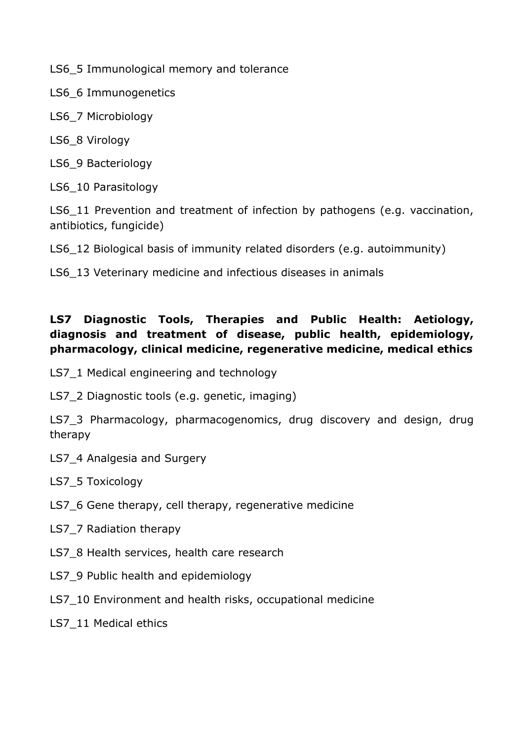LS6_5 Immunological memory and tolerance

LS6_6 Immunogenetics

LS6_7 Microbiology

LS6_8 Virology

LS6_9 Bacteriology

LS6_10 Parasitology

LS6_11 Prevention and treatment of infection by pathogens (e.g. vaccination, antibiotics, fungicide)

LS6_12 Biological basis of immunity related disorders (e.g. autoimmunity)

LS6_13 Veterinary medicine and infectious diseases in animals

**LS7 Diagnostic Tools, Therapies and Public Health: Aetiology, diagnosis and treatment of disease, public health, epidemiology, pharmacology, clinical medicine, regenerative medicine, medical ethics**

LS7_1 Medical engineering and technology

LS7_2 Diagnostic tools (e.g. genetic, imaging)

LS7_3 Pharmacology, pharmacogenomics, drug discovery and design, drug therapy

LS7_4 Analgesia and Surgery

LS7_5 Toxicology

LS7_6 Gene therapy, cell therapy, regenerative medicine

LS7_7 Radiation therapy

LS7_8 Health services, health care research

LS7_9 Public health and epidemiology

LS7_10 Environment and health risks, occupational medicine

LS7_11 Medical ethics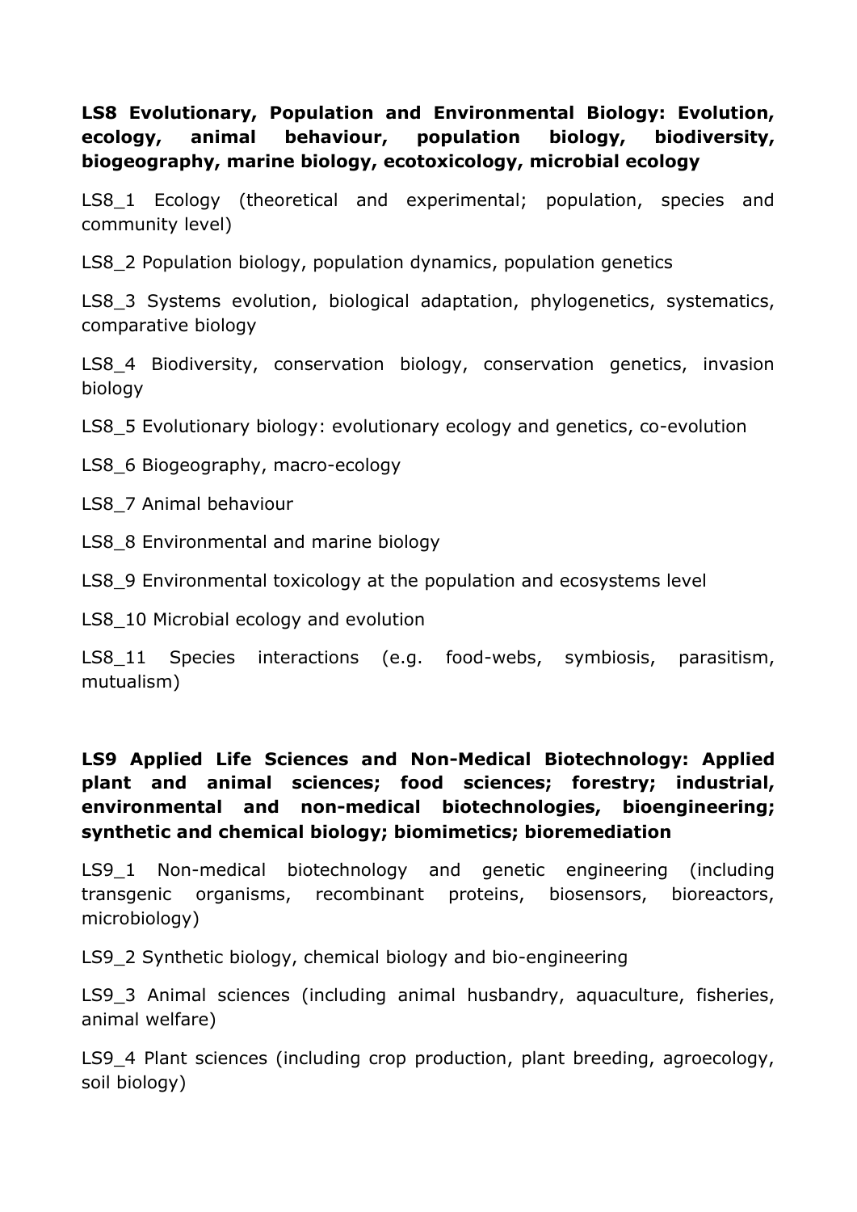**LS8 Evolutionary, Population and Environmental Biology: Evolution, ecology, animal behaviour, population biology, biodiversity, biogeography, marine biology, ecotoxicology, microbial ecology**

LS8_1 Ecology (theoretical and experimental; population, species and community level)

LS8_2 Population biology, population dynamics, population genetics

LS8_3 Systems evolution, biological adaptation, phylogenetics, systematics, comparative biology

LS8_4 Biodiversity, conservation biology, conservation genetics, invasion biology

LS8_5 Evolutionary biology: evolutionary ecology and genetics, co-evolution

LS8_6 Biogeography, macro-ecology

LS8_7 Animal behaviour

LS8_8 Environmental and marine biology

LS8_9 Environmental toxicology at the population and ecosystems level

LS8_10 Microbial ecology and evolution

LS8_11 Species interactions (e.g. food-webs, symbiosis, parasitism, mutualism)

**LS9 Applied Life Sciences and Non-Medical Biotechnology: Applied plant and animal sciences; food sciences; forestry; industrial, environmental and non-medical biotechnologies, bioengineering; synthetic and chemical biology; biomimetics; bioremediation**

LS9_1 Non-medical biotechnology and genetic engineering (including transgenic organisms, recombinant proteins, biosensors, bioreactors, microbiology)

LS9_2 Synthetic biology, chemical biology and bio-engineering

LS9_3 Animal sciences (including animal husbandry, aquaculture, fisheries, animal welfare)

LS9_4 Plant sciences (including crop production, plant breeding, agroecology, soil biology)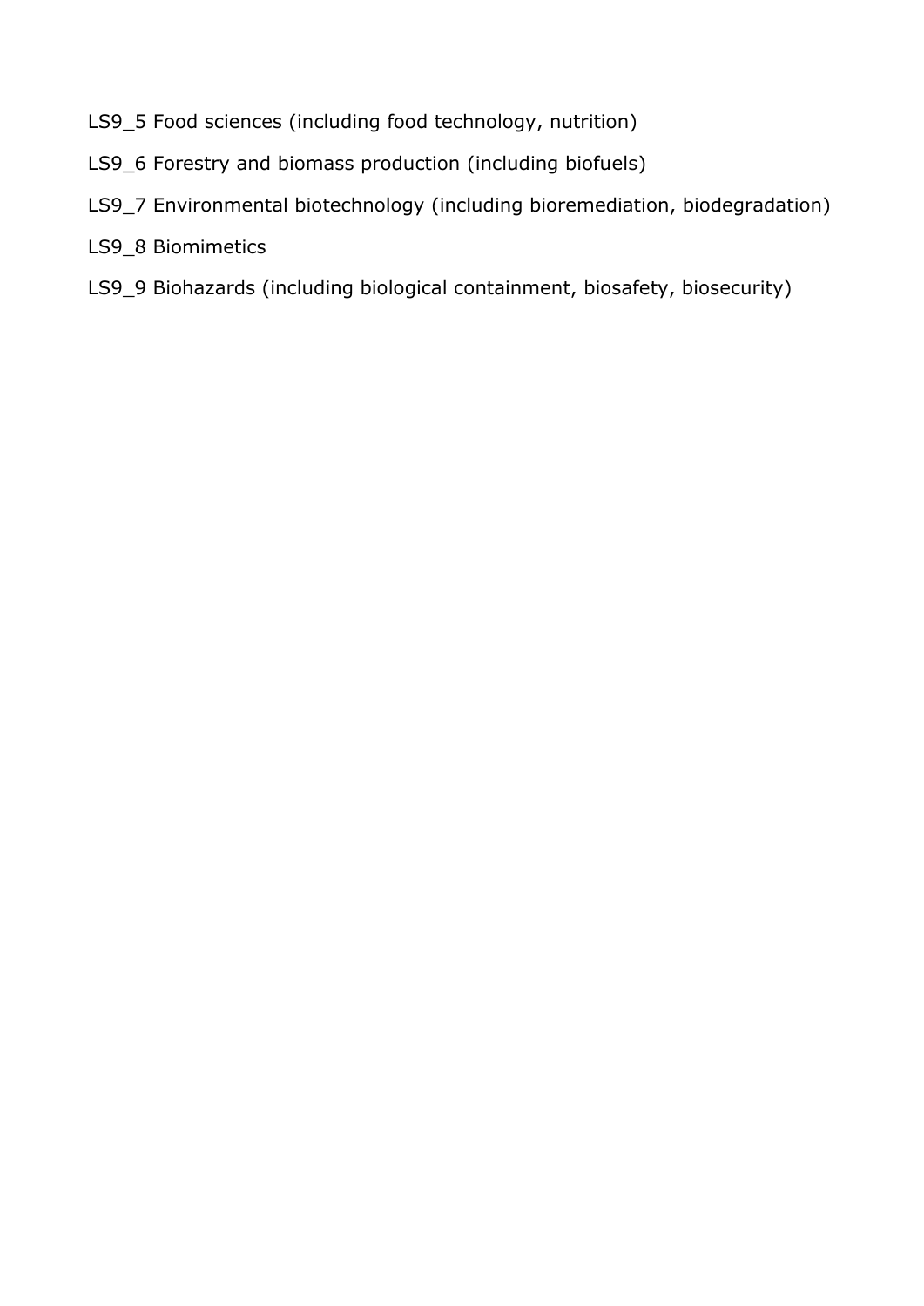LS9_5 Food sciences (including food technology, nutrition)

LS9_6 Forestry and biomass production (including biofuels)

LS9_7 Environmental biotechnology (including bioremediation, biodegradation)

LS9_8 Biomimetics

LS9_9 Biohazards (including biological containment, biosafety, biosecurity)